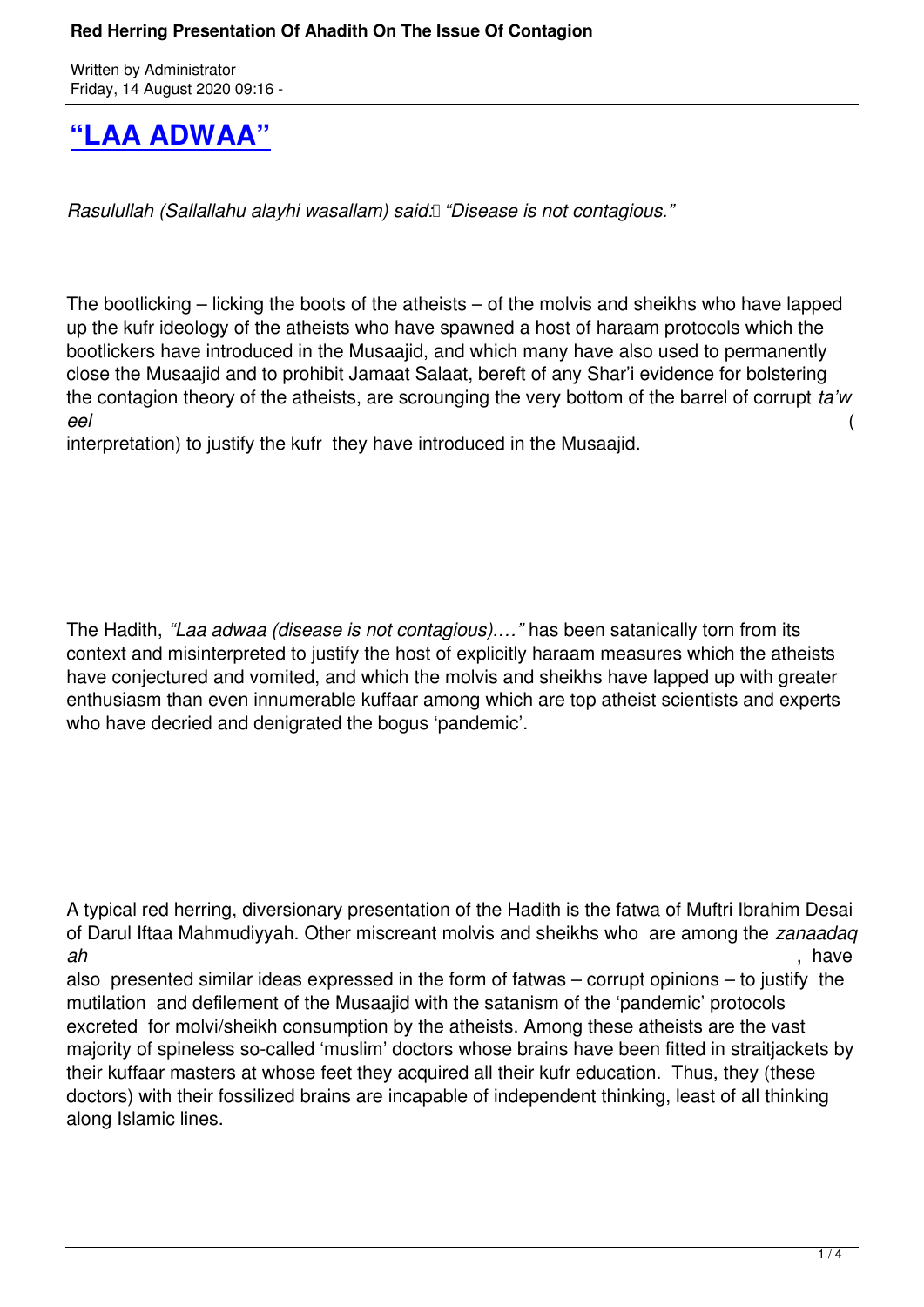# "LAA ADWAA"

*Rasulullah (Sallallahu alayhi wasallam) said: "Disease is not contagious."*

The bootlicking – licking the boots of the atheists – of the molvis and sheikhs who have lapped up the kufr ideology of the atheists who have spawned a host of haraam protocols which the bootlickers have introduced in the Musaajid, and which many have also used to permanently close the Musaajid and to prohibit Jamaat Salaat, bereft of any Shar'i evidence for bolstering the contagion theory of the atheists, are scrounging the very bottom of the barrel of corrupt *ta'weel* (interpretation) to justify the kufr they have introduced in the Musaajid.

The Hadith, *"Laa adwaa (disease is not contagious)…."* has been satanically torn from its context and misinterpreted to justify the host of explicitly haraam measures which the atheists have conjectured and vomited, and which the molvis and sheikhs have lapped up with greater enthusiasm than even innumerable kuffaar among which are top atheist scientists and experts who have decried and denigrated the bogus 'pandemic'.

A typical red herring, diversionary presentation of the Hadith is the fatwa of Muftri Ibrahim Desai of Darul Iftaa Mahmudiyyah. Other miscreant molvis and sheikhs who are among the *zanaadaqah*, have also presented similar ideas expressed in the form of fatwas – corrupt opinions – to justify the mutilation and defilement of the Musaajid with the satanism of the 'pandemic' protocols excreted for molvi/sheikh consumption by the atheists. Among these atheists are the vast majority of spineless so-called 'muslim' doctors whose brains have been fitted in straitjackets by their kuffaar masters at whose feet they acquired all their kufr education. Thus, they (these doctors) with their fossilized brains are incapable of independent thinking, least of all thinking along Islamic lines.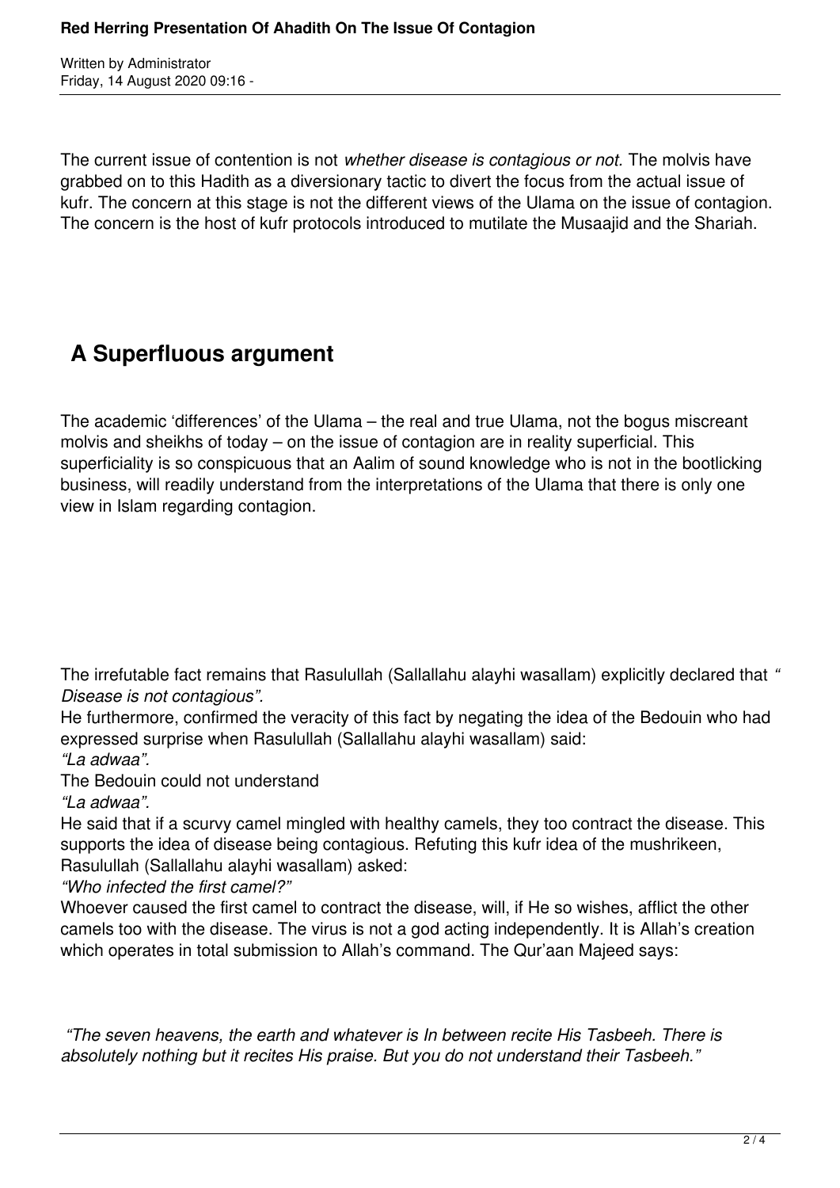The current issue of contention is not *whether disease is contagious or not.* The molvis have grabbed on to this Hadith as a diversionary tactic to divert the focus from the actual issue of kufr. The concern at this stage is not the different views of the Ulama on the issue of contagion. The concern is the host of kufr protocols introduced to mutilate the Musaajid and the Shariah.

## A Superfluous argument

The academic 'differences' of the Ulama – the real and true Ulama, not the bogus miscreant molvis and sheikhs of today – on the issue of contagion are in reality superficial. This superficiality is so conspicuous that an Aalim of sound knowledge who is not in the bootlicking business, will readily understand from the interpretations of the Ulama that there is only one view in Islam regarding contagion.

The irrefutable fact remains that Rasulullah (Sallallahu alayhi wasallam) explicitly declared that *" Disease is not contagious".*

He furthermore, confirmed the veracity of this fact by negating the idea of the Bedouin who had expressed surprise when Rasulullah (Sallallahu alayhi wasallam) said:

*"La adwaa".*

The Bedouin could not understand

*"La adwaa".*

He said that if a scurvy camel mingled with healthy camels, they too contract the disease. This supports the idea of disease being contagious. Refuting this kufr idea of the mushrikeen, Rasulullah (Sallallahu alayhi wasallam) asked:

*"Who infected the first camel?"*

Whoever caused the first camel to contract the disease, will, if He so wishes, afflict the other camels too with the disease. The virus is not a god acting independently. It is Allah's creation which operates in total submission to Allah's command. The Qur'aan Majeed says:

*"The seven heavens, the earth and whatever is In between recite His Tasbeeh. There is absolutely nothing but it recites His praise. But you do not understand their Tasbeeh."*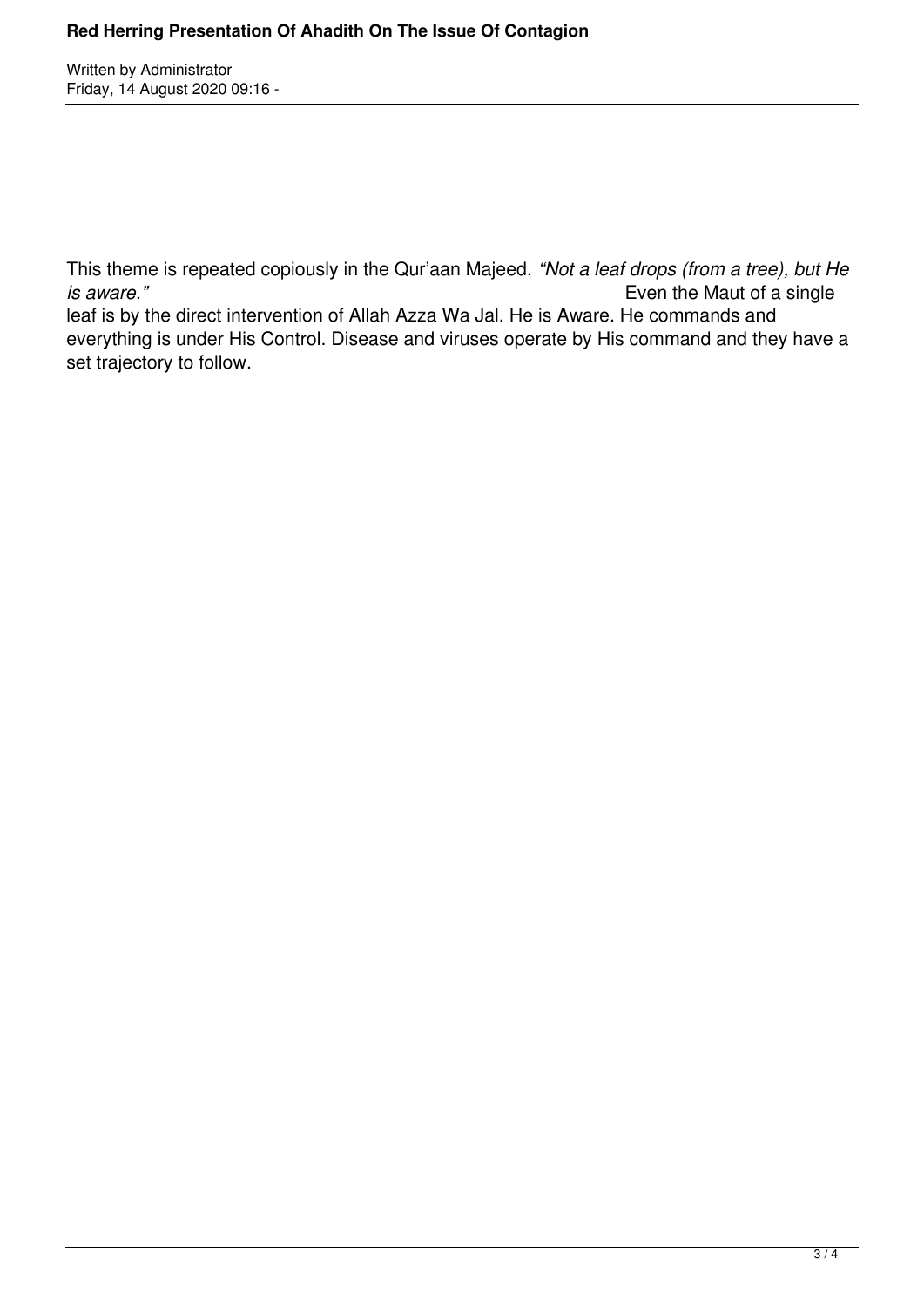This theme is repeated copiously in the Qur'aan Majeed. *"Not a leaf drops (from a tree), but He is aware."* Even the Maut of a single leaf is by the direct intervention of Allah Azza Wa Jal. He is Aware. He commands and everything is under His Control. Disease and viruses operate by His command and they have a set trajectory to follow.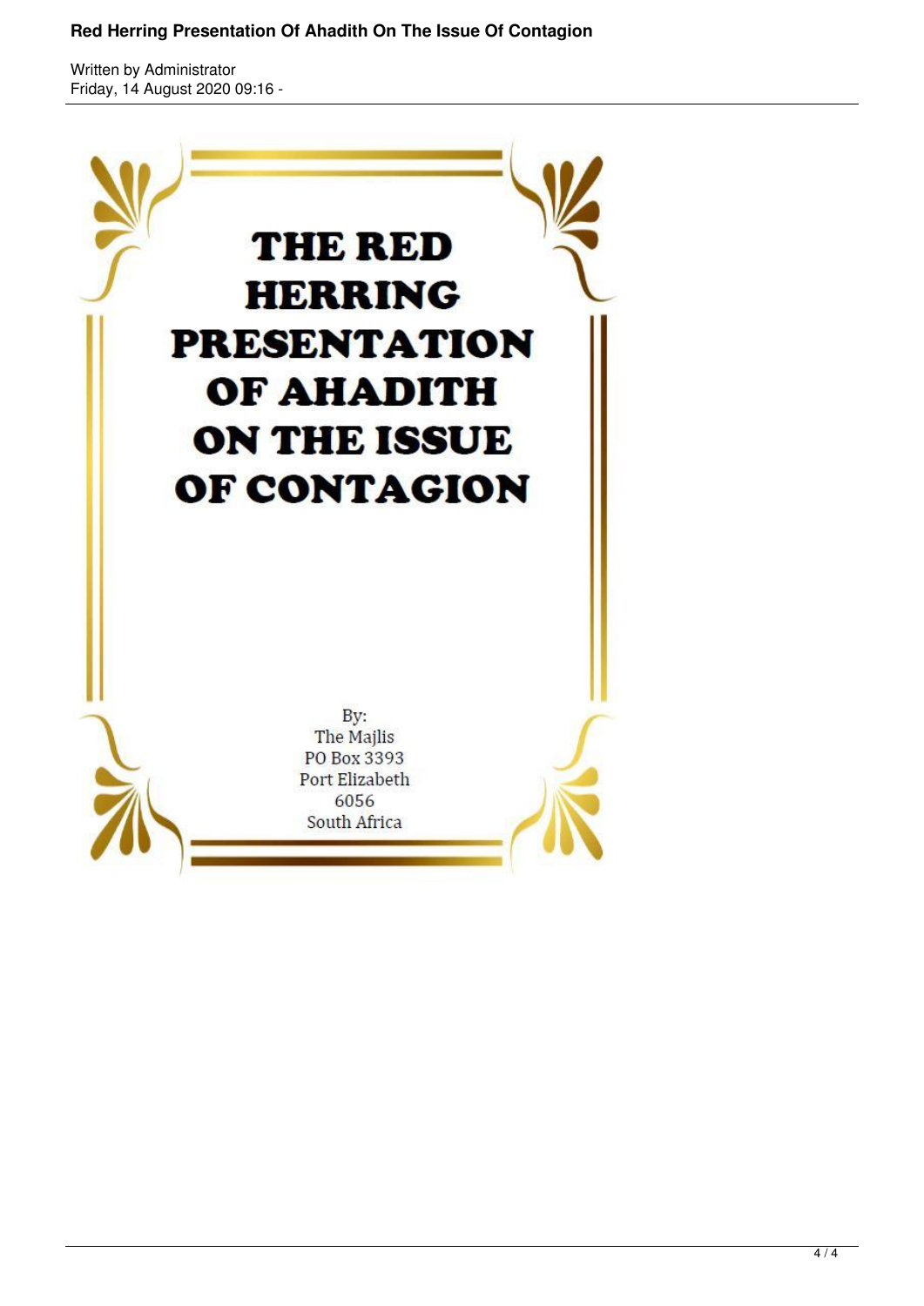# THE RED HERRING PRESENTATION OF AHADITH ON THE ISSUE OF CONTAGION

By:
The Majlis
PO Box 3393
Port Elizabeth
6056
South Africa